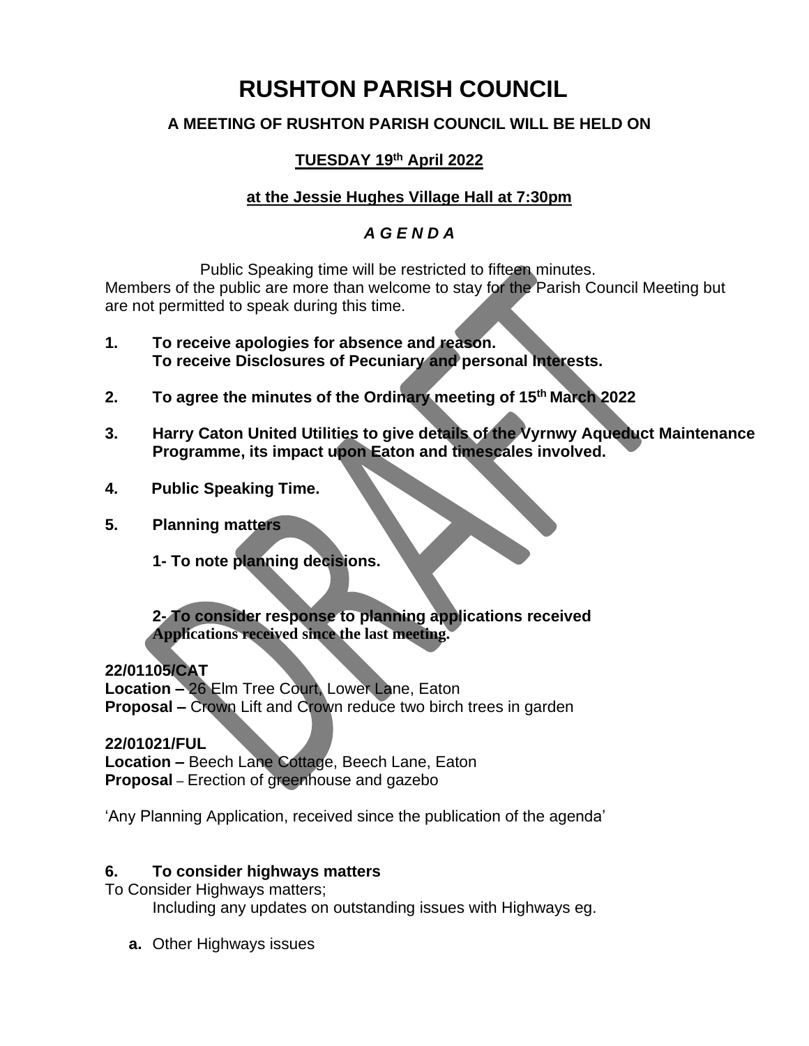# RUSHTON PARISH COUNCIL

**A MEETING OF RUSHTON PARISH COUNCIL WILL BE HELD ON**

**TUESDAY 19th April 2022**

**at the Jessie Hughes Village Hall at 7:30pm**

***A G E N D A***

Public Speaking time will be restricted to fifteen minutes.
Members of the public are more than welcome to stay for the Parish Council Meeting but are not permitted to speak during this time.

1. **To receive apologies for absence and reason.**
   **To receive Disclosures of Pecuniary and personal Interests.**

2. **To agree the minutes of the Ordinary meeting of 15th March 2022**

3. **Harry Caton United Utilities to give details of the Vyrnwy Aqueduct Maintenance Programme, its impact upon Eaton and timescales involved.**

4. **Public Speaking Time.**

5. **Planning matters**

   **1- To note planning decisions.**

   **2- To consider response to planning applications received**
   **Applications received since the last meeting.**

**22/01105/CAT**
**Location –** 26 Elm Tree Court, Lower Lane, Eaton
**Proposal –** Crown Lift and Crown reduce two birch trees in garden

**22/01021/FUL**
**Location –** Beech Lane Cottage, Beech Lane, Eaton
**Proposal** – Erection of greenhouse and gazebo

'Any Planning Application, received since the publication of the agenda'

6. **To consider highways matters**

To Consider Highways matters;
Including any updates on outstanding issues with Highways eg.

a. Other Highways issues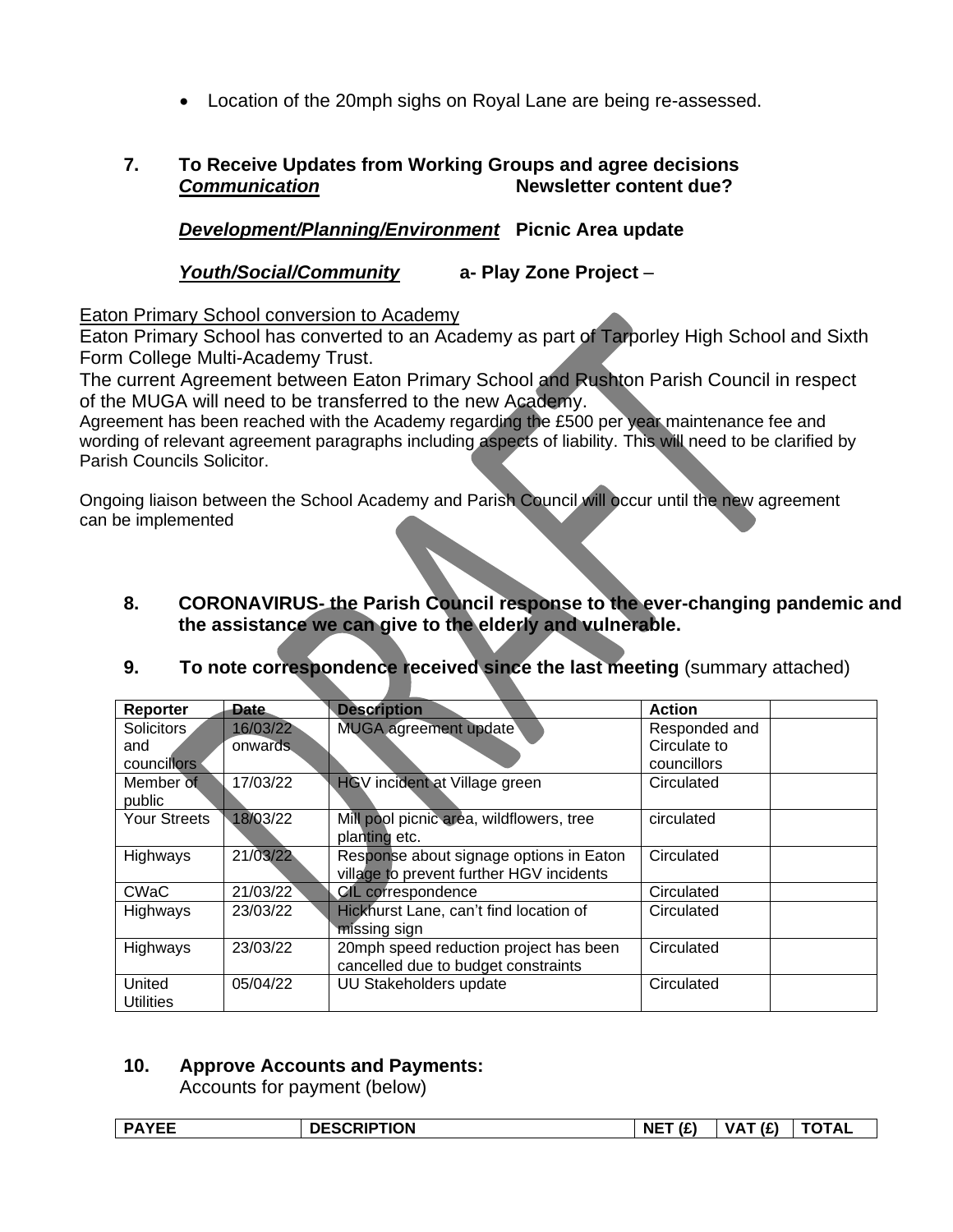- Location of the 20mph sighs on Royal Lane are being re-assessed.

**7. To Receive Updates from Working Groups and agree decisions**

***Communication*** **Newsletter content due?**

***Development/Planning/Environment*** **Picnic Area update**

***Youth/Social/Community*** **a- Play Zone Project** –

Eaton Primary School conversion to Academy

Eaton Primary School has converted to an Academy as part of Tarporley High School and Sixth Form College Multi-Academy Trust.

The current Agreement between Eaton Primary School and Rushton Parish Council in respect of the MUGA will need to be transferred to the new Academy.

Agreement has been reached with the Academy regarding the £500 per year maintenance fee and wording of relevant agreement paragraphs including aspects of liability. This will need to be clarified by Parish Councils Solicitor.

Ongoing liaison between the School Academy and Parish Council will occur until the new agreement can be implemented

**8. CORONAVIRUS- the Parish Council response to the ever-changing pandemic and the assistance we can give to the elderly and vulnerable.**

**9. To note correspondence received since the last meeting** (summary attached)

| Reporter | Date | Description | Action | |
|---|---|---|---|---|
| Solicitors and councillors | 16/03/22 onwards | MUGA agreement update | Responded and Circulate to councillors | |
| Member of public | 17/03/22 | HGV incident at Village green | Circulated | |
| Your Streets | 18/03/22 | Mill pool picnic area, wildflowers, tree planting etc. | circulated | |
| Highways | 21/03/22 | Response about signage options in Eaton village to prevent further HGV incidents | Circulated | |
| CWaC | 21/03/22 | CIL correspondence | Circulated | |
| Highways | 23/03/22 | Hickhurst Lane, can't find location of missing sign | Circulated | |
| Highways | 23/03/22 | 20mph speed reduction project has been cancelled due to budget constraints | Circulated | |
| United Utilities | 05/04/22 | UU Stakeholders update | Circulated | |

**10. Approve Accounts and Payments:**

Accounts for payment (below)

| PAYEE | DESCRIPTION | NET (£) | VAT (£) | TOTAL |
|---|---|---|---|---|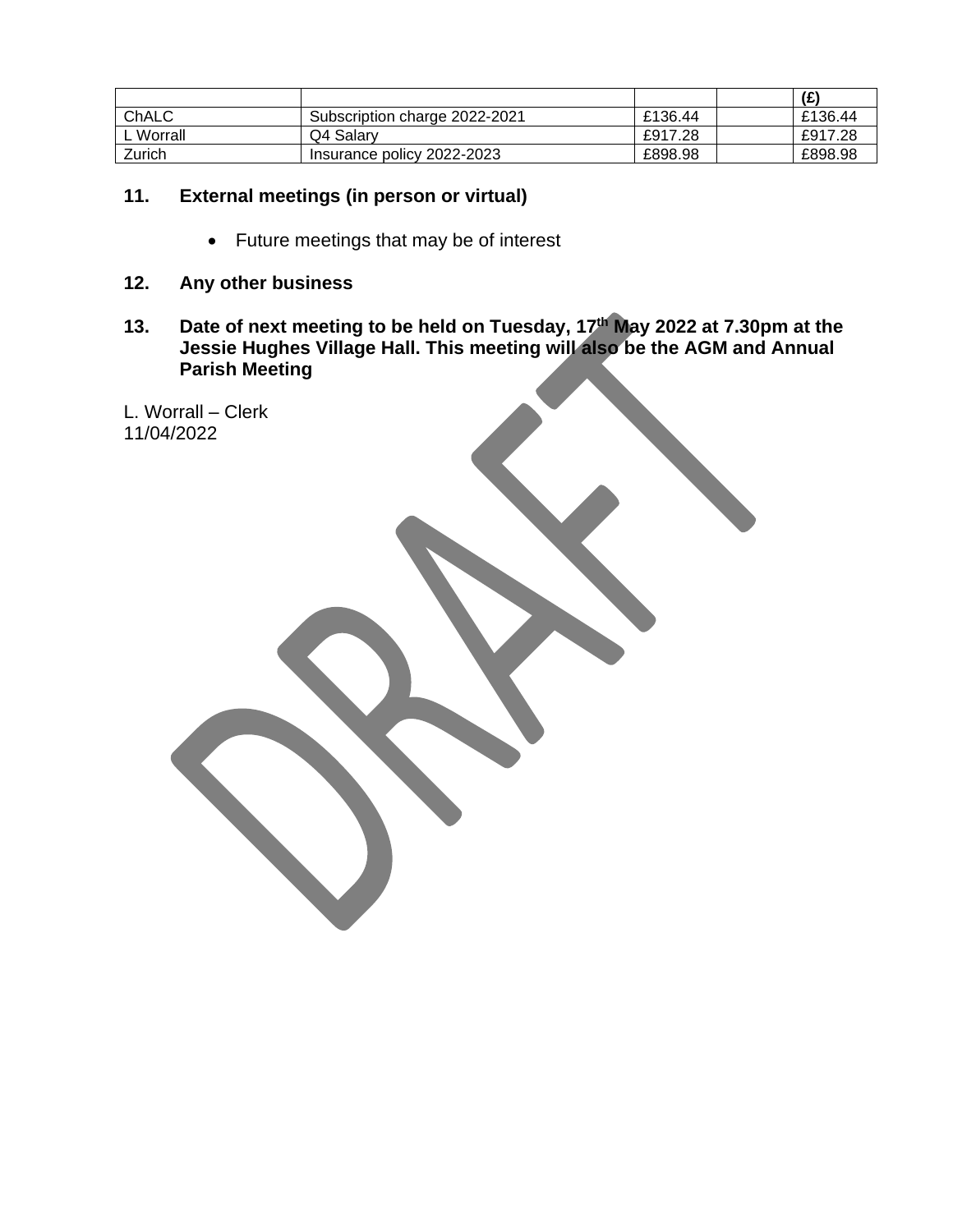| | | | | (£) |
|---|---|---|---|---|
| ChALC | Subscription charge 2022-2021 | £136.44 | | £136.44 |
| L Worrall | Q4 Salary | £917.28 | | £917.28 |
| Zurich | Insurance policy 2022-2023 | £898.98 | | £898.98 |

**11. External meetings (in person or virtual)**

- Future meetings that may be of interest

**12. Any other business**

**13. Date of next meeting to be held on Tuesday, 17th May 2022 at 7.30pm at the Jessie Hughes Village Hall. This meeting will also be the AGM and Annual Parish Meeting**

L. Worrall – Clerk
11/04/2022

DRAFT